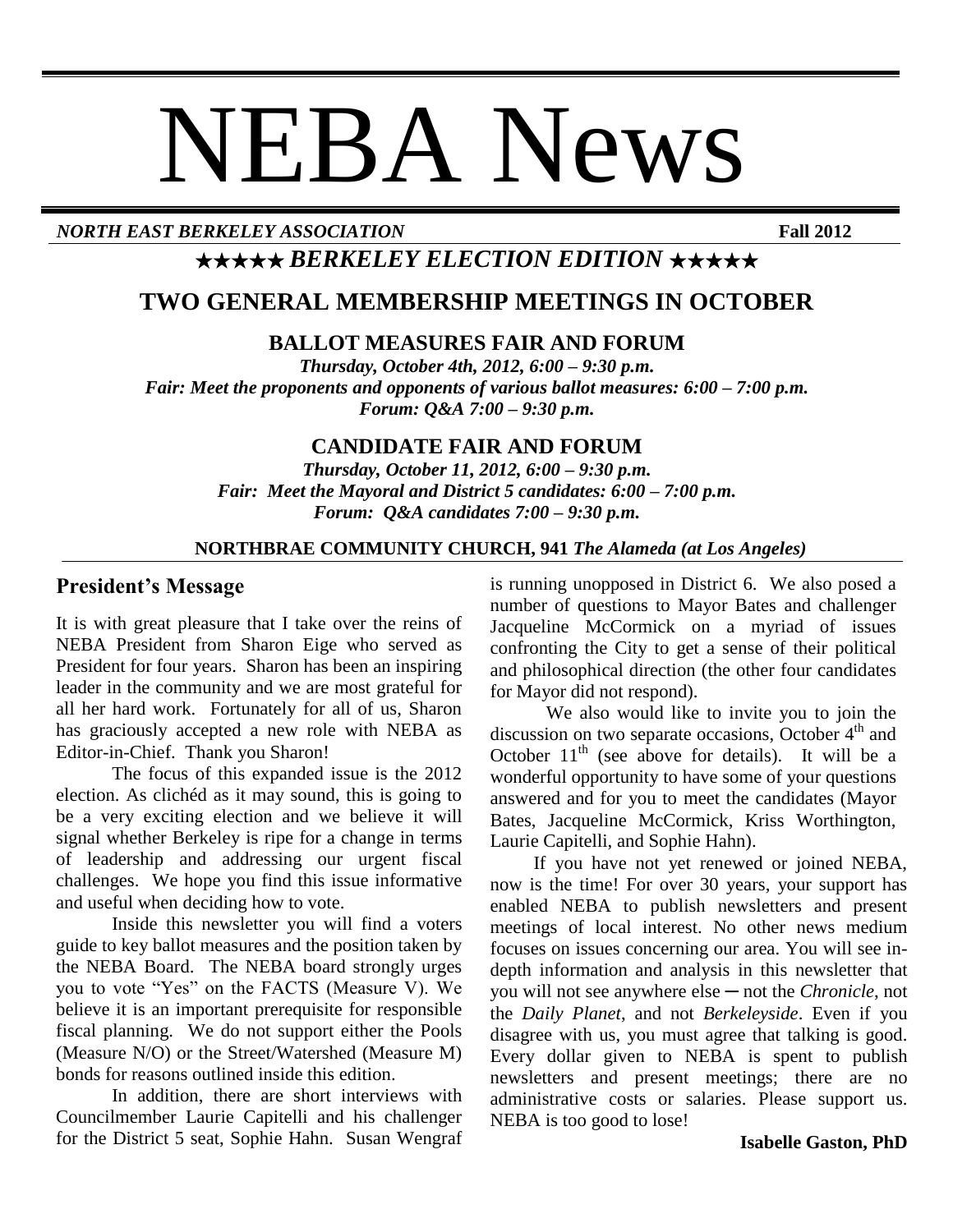# NEBA News

***NORTH EAST BERKELEY ASSOCIATION*** **Fall 2012**

## ★★★★★ *BERKELEY ELECTION EDITION* ★★★★★

## TWO GENERAL MEMBERSHIP MEETINGS IN OCTOBER

### BALLOT MEASURES FAIR AND FORUM

***Thursday, October 4th, 2012, 6:00 – 9:30 p.m.***
***Fair: Meet the proponents and opponents of various ballot measures: 6:00 – 7:00 p.m.***
***Forum: Q&A 7:00 – 9:30 p.m.***

### CANDIDATE FAIR AND FORUM

***Thursday, October 11, 2012, 6:00 – 9:30 p.m.***
***Fair: Meet the Mayoral and District 5 candidates: 6:00 – 7:00 p.m.***
***Forum: Q&A candidates 7:00 – 9:30 p.m.***

**NORTHBRAE COMMUNITY CHURCH, 941 *The Alameda (at Los Angeles)***

## President's Message

It is with great pleasure that I take over the reins of NEBA President from Sharon Eige who served as President for four years. Sharon has been an inspiring leader in the community and we are most grateful for all her hard work. Fortunately for all of us, Sharon has graciously accepted a new role with NEBA as Editor-in-Chief. Thank you Sharon!

The focus of this expanded issue is the 2012 election. As clichéd as it may sound, this is going to be a very exciting election and we believe it will signal whether Berkeley is ripe for a change in terms of leadership and addressing our urgent fiscal challenges. We hope you find this issue informative and useful when deciding how to vote.

Inside this newsletter you will find a voters guide to key ballot measures and the position taken by the NEBA Board. The NEBA board strongly urges you to vote "Yes" on the FACTS (Measure V). We believe it is an important prerequisite for responsible fiscal planning. We do not support either the Pools (Measure N/O) or the Street/Watershed (Measure M) bonds for reasons outlined inside this edition.

In addition, there are short interviews with Councilmember Laurie Capitelli and his challenger for the District 5 seat, Sophie Hahn. Susan Wengraf is running unopposed in District 6. We also posed a number of questions to Mayor Bates and challenger Jacqueline McCormick on a myriad of issues confronting the City to get a sense of their political and philosophical direction (the other four candidates for Mayor did not respond).

We also would like to invite you to join the discussion on two separate occasions, October 4th and October 11th (see above for details). It will be a wonderful opportunity to have some of your questions answered and for you to meet the candidates (Mayor Bates, Jacqueline McCormick, Kriss Worthington, Laurie Capitelli, and Sophie Hahn).

If you have not yet renewed or joined NEBA, now is the time! For over 30 years, your support has enabled NEBA to publish newsletters and present meetings of local interest. No other news medium focuses on issues concerning our area. You will see in-depth information and analysis in this newsletter that you will not see anywhere else ─ not the *Chronicle*, not the *Daily Planet*, and not *Berkeleyside*. Even if you disagree with us, you must agree that talking is good. Every dollar given to NEBA is spent to publish newsletters and present meetings; there are no administrative costs or salaries. Please support us. NEBA is too good to lose!

**Isabelle Gaston, PhD**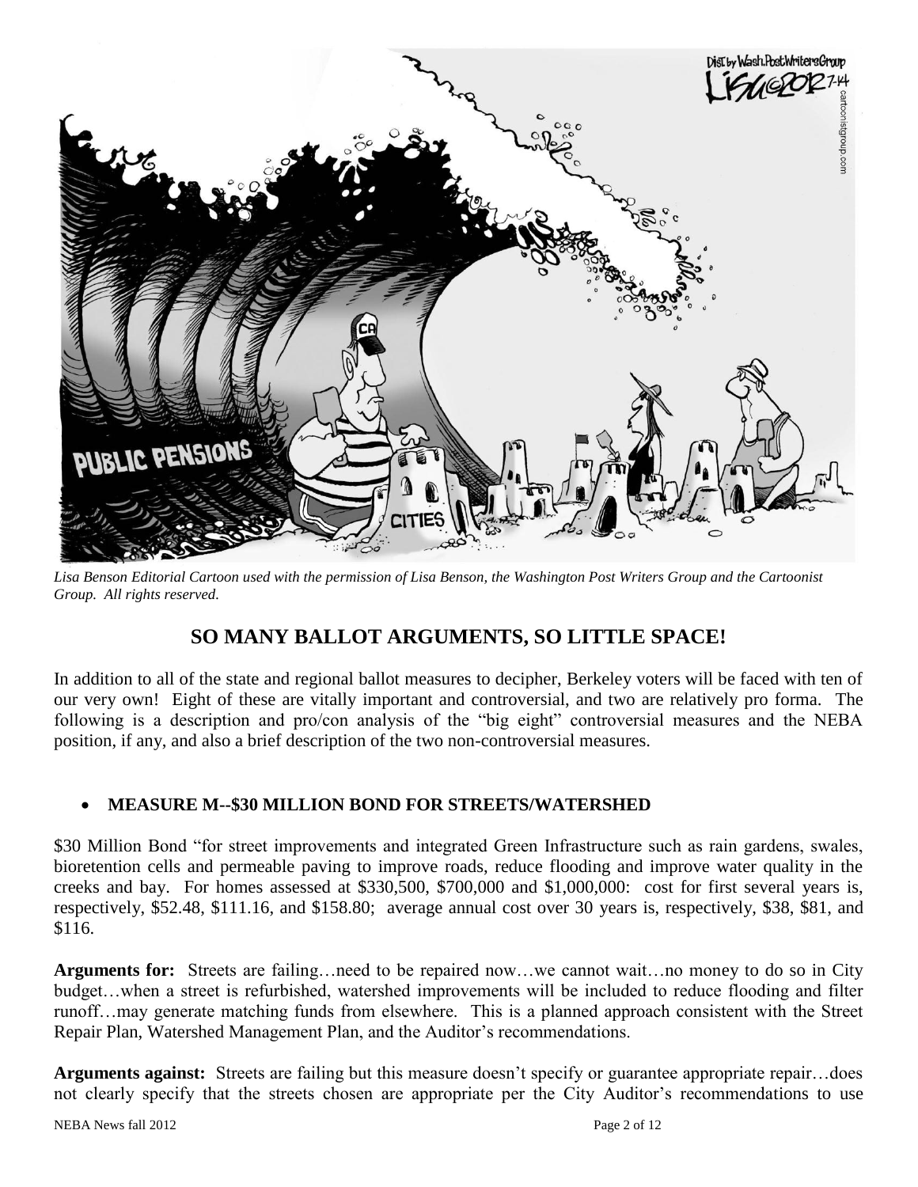*Lisa Benson Editorial Cartoon used with the permission of Lisa Benson, the Washington Post Writers Group and the Cartoonist Group. All rights reserved.*

## SO MANY BALLOT ARGUMENTS, SO LITTLE SPACE!

In addition to all of the state and regional ballot measures to decipher, Berkeley voters will be faced with ten of our very own! Eight of these are vitally important and controversial, and two are relatively pro forma. The following is a description and pro/con analysis of the "big eight" controversial measures and the NEBA position, if any, and also a brief description of the two non-controversial measures.

- **MEASURE M--$30 MILLION BOND FOR STREETS/WATERSHED**

$30 Million Bond "for street improvements and integrated Green Infrastructure such as rain gardens, swales, bioretention cells and permeable paving to improve roads, reduce flooding and improve water quality in the creeks and bay. For homes assessed at $330,500, $700,000 and $1,000,000: cost for first several years is, respectively, $52.48, $111.16, and $158.80; average annual cost over 30 years is, respectively, $38, $81, and $116.

**Arguments for:** Streets are failing…need to be repaired now…we cannot wait…no money to do so in City budget…when a street is refurbished, watershed improvements will be included to reduce flooding and filter runoff…may generate matching funds from elsewhere. This is a planned approach consistent with the Street Repair Plan, Watershed Management Plan, and the Auditor's recommendations.

**Arguments against:** Streets are failing but this measure doesn't specify or guarantee appropriate repair…does not clearly specify that the streets chosen are appropriate per the City Auditor's recommendations to use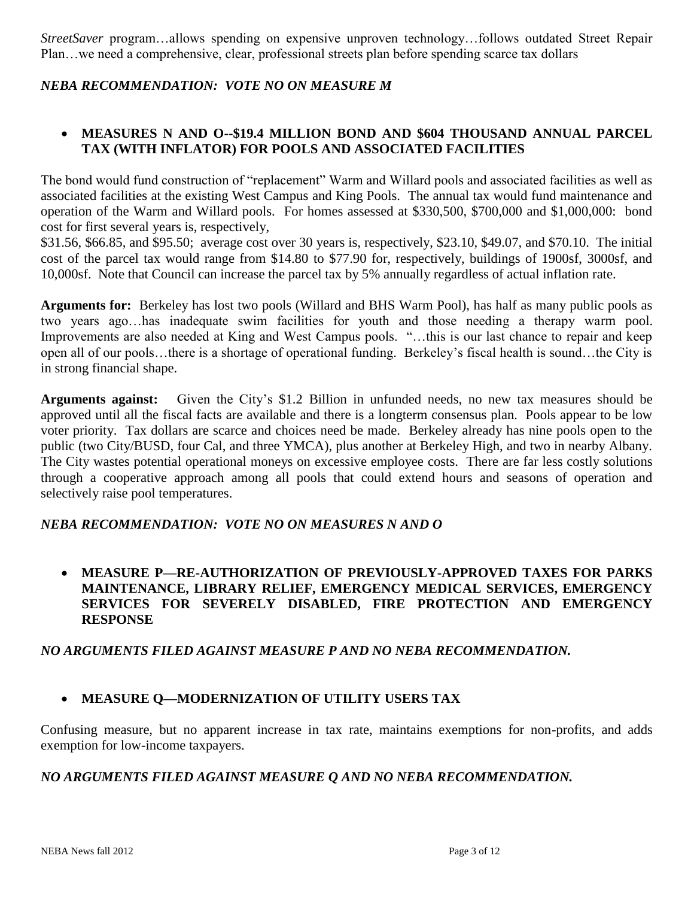*StreetSaver* program…allows spending on expensive unproven technology…follows outdated Street Repair Plan…we need a comprehensive, clear, professional streets plan before spending scarce tax dollars

***NEBA RECOMMENDATION: VOTE NO ON MEASURE M***

- **MEASURES N AND O--$19.4 MILLION BOND AND $604 THOUSAND ANNUAL PARCEL TAX (WITH INFLATOR) FOR POOLS AND ASSOCIATED FACILITIES**

The bond would fund construction of "replacement" Warm and Willard pools and associated facilities as well as associated facilities at the existing West Campus and King Pools. The annual tax would fund maintenance and operation of the Warm and Willard pools. For homes assessed at $330,500, $700,000 and $1,000,000: bond cost for first several years is, respectively,
$31.56, $66.85, and $95.50; average cost over 30 years is, respectively, $23.10, $49.07, and $70.10. The initial cost of the parcel tax would range from $14.80 to $77.90 for, respectively, buildings of 1900sf, 3000sf, and 10,000sf. Note that Council can increase the parcel tax by 5% annually regardless of actual inflation rate.

**Arguments for:** Berkeley has lost two pools (Willard and BHS Warm Pool), has half as many public pools as two years ago…has inadequate swim facilities for youth and those needing a therapy warm pool. Improvements are also needed at King and West Campus pools. "…this is our last chance to repair and keep open all of our pools…there is a shortage of operational funding. Berkeley's fiscal health is sound…the City is in strong financial shape.

**Arguments against:** Given the City's $1.2 Billion in unfunded needs, no new tax measures should be approved until all the fiscal facts are available and there is a longterm consensus plan. Pools appear to be low voter priority. Tax dollars are scarce and choices need be made. Berkeley already has nine pools open to the public (two City/BUSD, four Cal, and three YMCA), plus another at Berkeley High, and two in nearby Albany. The City wastes potential operational moneys on excessive employee costs. There are far less costly solutions through a cooperative approach among all pools that could extend hours and seasons of operation and selectively raise pool temperatures.

***NEBA RECOMMENDATION: VOTE NO ON MEASURES N AND O***

- **MEASURE P—RE-AUTHORIZATION OF PREVIOUSLY-APPROVED TAXES FOR PARKS MAINTENANCE, LIBRARY RELIEF, EMERGENCY MEDICAL SERVICES, EMERGENCY SERVICES FOR SEVERELY DISABLED, FIRE PROTECTION AND EMERGENCY RESPONSE**

***NO ARGUMENTS FILED AGAINST MEASURE P AND NO NEBA RECOMMENDATION.***

- **MEASURE Q—MODERNIZATION OF UTILITY USERS TAX**

Confusing measure, but no apparent increase in tax rate, maintains exemptions for non-profits, and adds exemption for low-income taxpayers.

***NO ARGUMENTS FILED AGAINST MEASURE Q AND NO NEBA RECOMMENDATION.***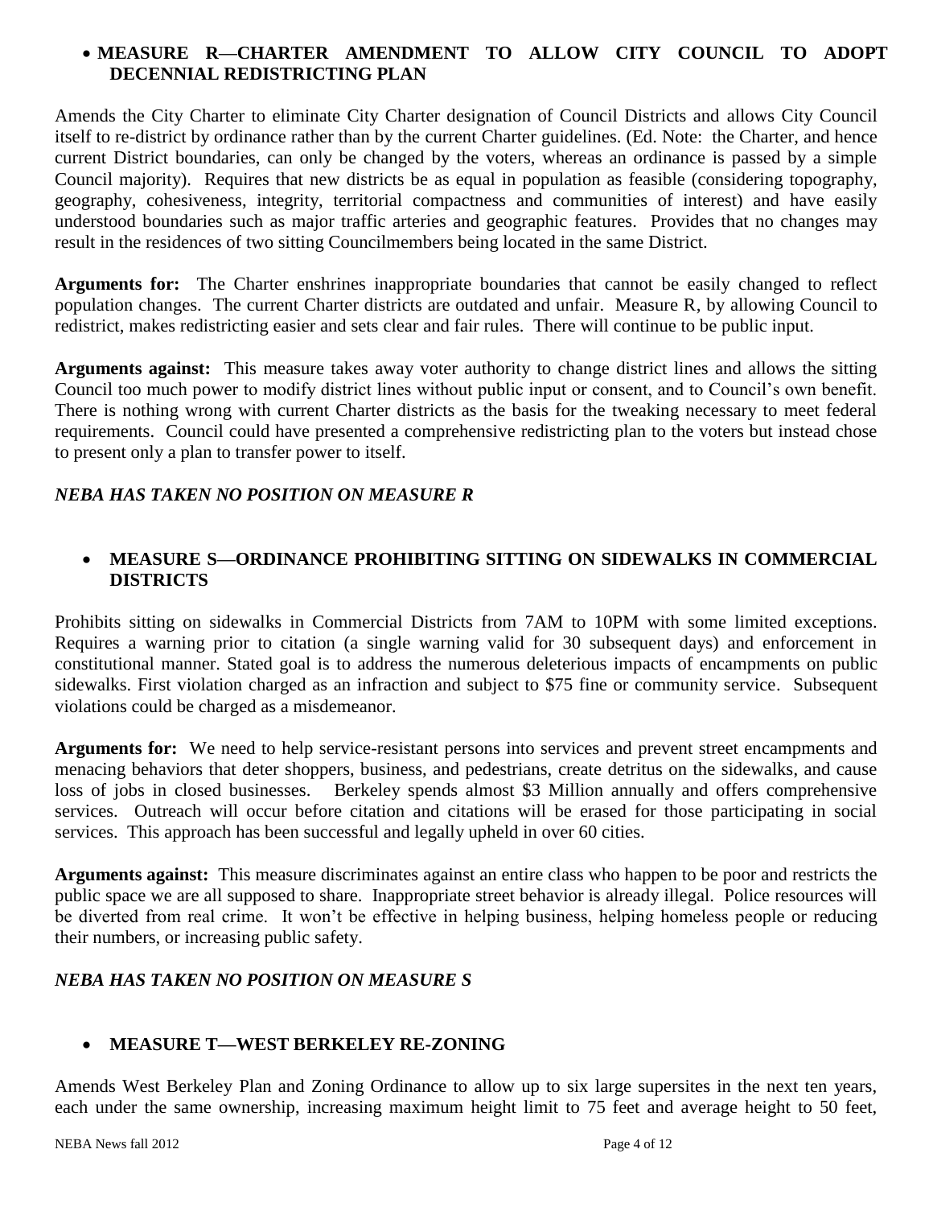- **MEASURE R—CHARTER AMENDMENT TO ALLOW CITY COUNCIL TO ADOPT DECENNIAL REDISTRICTING PLAN**

Amends the City Charter to eliminate City Charter designation of Council Districts and allows City Council itself to re-district by ordinance rather than by the current Charter guidelines. (Ed. Note: the Charter, and hence current District boundaries, can only be changed by the voters, whereas an ordinance is passed by a simple Council majority). Requires that new districts be as equal in population as feasible (considering topography, geography, cohesiveness, integrity, territorial compactness and communities of interest) and have easily understood boundaries such as major traffic arteries and geographic features. Provides that no changes may result in the residences of two sitting Councilmembers being located in the same District.

**Arguments for:** The Charter enshrines inappropriate boundaries that cannot be easily changed to reflect population changes. The current Charter districts are outdated and unfair. Measure R, by allowing Council to redistrict, makes redistricting easier and sets clear and fair rules. There will continue to be public input.

**Arguments against:** This measure takes away voter authority to change district lines and allows the sitting Council too much power to modify district lines without public input or consent, and to Council's own benefit. There is nothing wrong with current Charter districts as the basis for the tweaking necessary to meet federal requirements. Council could have presented a comprehensive redistricting plan to the voters but instead chose to present only a plan to transfer power to itself.

***NEBA HAS TAKEN NO POSITION ON MEASURE R***

- **MEASURE S—ORDINANCE PROHIBITING SITTING ON SIDEWALKS IN COMMERCIAL DISTRICTS**

Prohibits sitting on sidewalks in Commercial Districts from 7AM to 10PM with some limited exceptions. Requires a warning prior to citation (a single warning valid for 30 subsequent days) and enforcement in constitutional manner. Stated goal is to address the numerous deleterious impacts of encampments on public sidewalks. First violation charged as an infraction and subject to $75 fine or community service. Subsequent violations could be charged as a misdemeanor.

**Arguments for:** We need to help service-resistant persons into services and prevent street encampments and menacing behaviors that deter shoppers, business, and pedestrians, create detritus on the sidewalks, and cause loss of jobs in closed businesses. Berkeley spends almost $3 Million annually and offers comprehensive services. Outreach will occur before citation and citations will be erased for those participating in social services. This approach has been successful and legally upheld in over 60 cities.

**Arguments against:** This measure discriminates against an entire class who happen to be poor and restricts the public space we are all supposed to share. Inappropriate street behavior is already illegal. Police resources will be diverted from real crime. It won't be effective in helping business, helping homeless people or reducing their numbers, or increasing public safety.

***NEBA HAS TAKEN NO POSITION ON MEASURE S***

- **MEASURE T—WEST BERKELEY RE-ZONING**

Amends West Berkeley Plan and Zoning Ordinance to allow up to six large supersites in the next ten years, each under the same ownership, increasing maximum height limit to 75 feet and average height to 50 feet,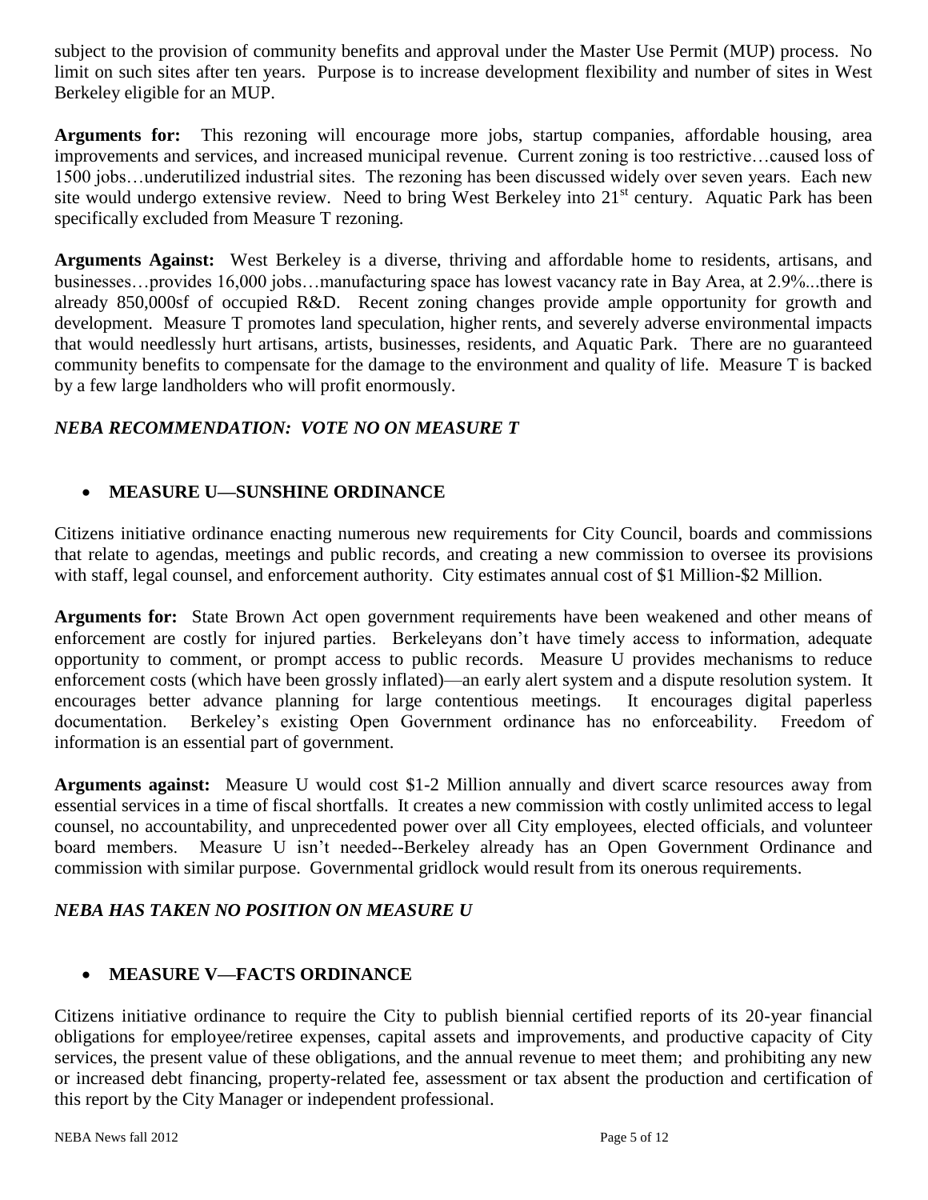subject to the provision of community benefits and approval under the Master Use Permit (MUP) process. No limit on such sites after ten years. Purpose is to increase development flexibility and number of sites in West Berkeley eligible for an MUP.

**Arguments for:** This rezoning will encourage more jobs, startup companies, affordable housing, area improvements and services, and increased municipal revenue. Current zoning is too restrictive…caused loss of 1500 jobs…underutilized industrial sites. The rezoning has been discussed widely over seven years. Each new site would undergo extensive review. Need to bring West Berkeley into 21st century. Aquatic Park has been specifically excluded from Measure T rezoning.

**Arguments Against:** West Berkeley is a diverse, thriving and affordable home to residents, artisans, and businesses…provides 16,000 jobs…manufacturing space has lowest vacancy rate in Bay Area, at 2.9%...there is already 850,000sf of occupied R&D. Recent zoning changes provide ample opportunity for growth and development. Measure T promotes land speculation, higher rents, and severely adverse environmental impacts that would needlessly hurt artisans, artists, businesses, residents, and Aquatic Park. There are no guaranteed community benefits to compensate for the damage to the environment and quality of life. Measure T is backed by a few large landholders who will profit enormously.

***NEBA RECOMMENDATION: VOTE NO ON MEASURE T***

- **MEASURE U—SUNSHINE ORDINANCE**

Citizens initiative ordinance enacting numerous new requirements for City Council, boards and commissions that relate to agendas, meetings and public records, and creating a new commission to oversee its provisions with staff, legal counsel, and enforcement authority. City estimates annual cost of $1 Million-$2 Million.

**Arguments for:** State Brown Act open government requirements have been weakened and other means of enforcement are costly for injured parties. Berkeleyans don't have timely access to information, adequate opportunity to comment, or prompt access to public records. Measure U provides mechanisms to reduce enforcement costs (which have been grossly inflated)—an early alert system and a dispute resolution system. It encourages better advance planning for large contentious meetings. It encourages digital paperless documentation. Berkeley's existing Open Government ordinance has no enforceability. Freedom of information is an essential part of government.

**Arguments against:** Measure U would cost $1-2 Million annually and divert scarce resources away from essential services in a time of fiscal shortfalls. It creates a new commission with costly unlimited access to legal counsel, no accountability, and unprecedented power over all City employees, elected officials, and volunteer board members. Measure U isn't needed--Berkeley already has an Open Government Ordinance and commission with similar purpose. Governmental gridlock would result from its onerous requirements.

***NEBA HAS TAKEN NO POSITION ON MEASURE U***

- **MEASURE V—FACTS ORDINANCE**

Citizens initiative ordinance to require the City to publish biennial certified reports of its 20-year financial obligations for employee/retiree expenses, capital assets and improvements, and productive capacity of City services, the present value of these obligations, and the annual revenue to meet them; and prohibiting any new or increased debt financing, property-related fee, assessment or tax absent the production and certification of this report by the City Manager or independent professional.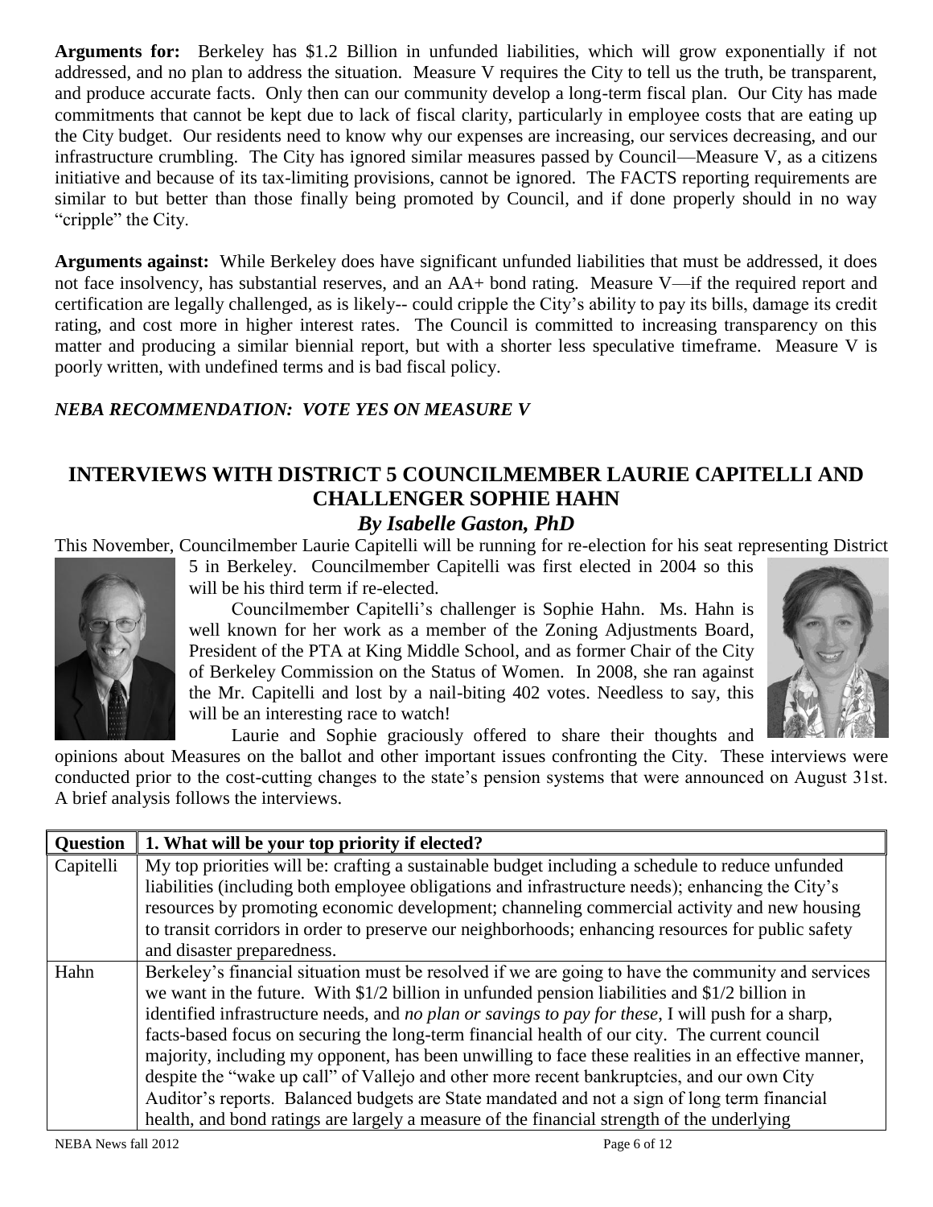**Arguments for:** Berkeley has $1.2 Billion in unfunded liabilities, which will grow exponentially if not addressed, and no plan to address the situation. Measure V requires the City to tell us the truth, be transparent, and produce accurate facts. Only then can our community develop a long-term fiscal plan. Our City has made commitments that cannot be kept due to lack of fiscal clarity, particularly in employee costs that are eating up the City budget. Our residents need to know why our expenses are increasing, our services decreasing, and our infrastructure crumbling. The City has ignored similar measures passed by Council—Measure V, as a citizens initiative and because of its tax-limiting provisions, cannot be ignored. The FACTS reporting requirements are similar to but better than those finally being promoted by Council, and if done properly should in no way "cripple" the City.

**Arguments against:** While Berkeley does have significant unfunded liabilities that must be addressed, it does not face insolvency, has substantial reserves, and an AA+ bond rating. Measure V—if the required report and certification are legally challenged, as is likely-- could cripple the City's ability to pay its bills, damage its credit rating, and cost more in higher interest rates. The Council is committed to increasing transparency on this matter and producing a similar biennial report, but with a shorter less speculative timeframe. Measure V is poorly written, with undefined terms and is bad fiscal policy.

***NEBA RECOMMENDATION: VOTE YES ON MEASURE V***

## INTERVIEWS WITH DISTRICT 5 COUNCILMEMBER LAURIE CAPITELLI AND CHALLENGER SOPHIE HAHN

### *By Isabelle Gaston, PhD*

This November, Councilmember Laurie Capitelli will be running for re-election for his seat representing District 5 in Berkeley. Councilmember Capitelli was first elected in 2004 so this will be his third term if re-elected.

Councilmember Capitelli's challenger is Sophie Hahn. Ms. Hahn is well known for her work as a member of the Zoning Adjustments Board, President of the PTA at King Middle School, and as former Chair of the City of Berkeley Commission on the Status of Women. In 2008, she ran against the Mr. Capitelli and lost by a nail-biting 402 votes. Needless to say, this will be an interesting race to watch!

Laurie and Sophie graciously offered to share their thoughts and opinions about Measures on the ballot and other important issues confronting the City. These interviews were conducted prior to the cost-cutting changes to the state's pension systems that were announced on August 31st. A brief analysis follows the interviews.

| **Question** | **1. What will be your top priority if elected?** |
|---|---|
| Capitelli | My top priorities will be: crafting a sustainable budget including a schedule to reduce unfunded liabilities (including both employee obligations and infrastructure needs); enhancing the City's resources by promoting economic development; channeling commercial activity and new housing to transit corridors in order to preserve our neighborhoods; enhancing resources for public safety and disaster preparedness. |
| Hahn | Berkeley's financial situation must be resolved if we are going to have the community and services we want in the future. With $1/2 billion in unfunded pension liabilities and $1/2 billion in identified infrastructure needs, and *no plan or savings to pay for these*, I will push for a sharp, facts-based focus on securing the long-term financial health of our city. The current council majority, including my opponent, has been unwilling to face these realities in an effective manner, despite the "wake up call" of Vallejo and other more recent bankruptcies, and our own City Auditor's reports. Balanced budgets are State mandated and not a sign of long term financial health, and bond ratings are largely a measure of the financial strength of the underlying |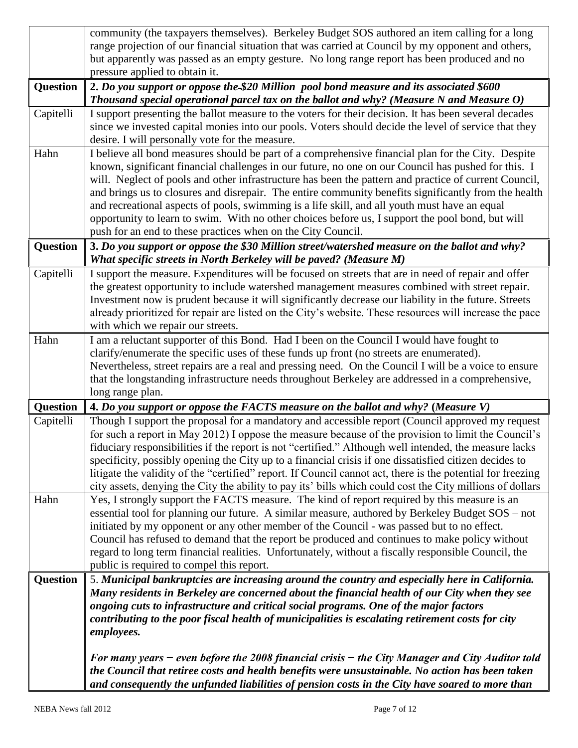|  |  |
| --- | --- |
|  | community (the taxpayers themselves). Berkeley Budget SOS authored an item calling for a long range projection of our financial situation that was carried at Council by my opponent and others, but apparently was passed as an empty gesture. No long range report has been produced and no pressure applied to obtain it. |
| **Question** | **2.** ***Do you support or oppose the-$20 Million pool bond measure and its associated $600 Thousand special operational parcel tax on the ballot and why? (Measure N and Measure O)*** |
| Capitelli | I support presenting the ballot measure to the voters for their decision. It has been several decades since we invested capital monies into our pools. Voters should decide the level of service that they desire. I will personally vote for the measure. |
| Hahn | I believe all bond measures should be part of a comprehensive financial plan for the City. Despite known, significant financial challenges in our future, no one on our Council has pushed for this. I will. Neglect of pools and other infrastructure has been the pattern and practice of current Council, and brings us to closures and disrepair. The entire community benefits significantly from the health and recreational aspects of pools, swimming is a life skill, and all youth must have an equal opportunity to learn to swim. With no other choices before us, I support the pool bond, but will push for an end to these practices when on the City Council. |
| **Question** | **3.** ***Do you support or oppose the $30 Million street/watershed measure on the ballot and why? What specific streets in North Berkeley will be paved? (Measure M)*** |
| Capitelli | I support the measure. Expenditures will be focused on streets that are in need of repair and offer the greatest opportunity to include watershed management measures combined with street repair. Investment now is prudent because it will significantly decrease our liability in the future. Streets already prioritized for repair are listed on the City's website. These resources will increase the pace with which we repair our streets. |
| Hahn | I am a reluctant supporter of this Bond. Had I been on the Council I would have fought to clarify/enumerate the specific uses of these funds up front (no streets are enumerated). Nevertheless, street repairs are a real and pressing need. On the Council I will be a voice to ensure that the longstanding infrastructure needs throughout Berkeley are addressed in a comprehensive, long range plan. |
| **Question** | **4.** ***Do you support or oppose the FACTS measure on the ballot and why?*** **(*****Measure V*****)** |
| Capitelli | Though I support the proposal for a mandatory and accessible report (Council approved my request for such a report in May 2012) I oppose the measure because of the provision to limit the Council's fiduciary responsibilities if the report is not "certified." Although well intended, the measure lacks specificity, possibly opening the City up to a financial crisis if one dissatisfied citizen decides to litigate the validity of the "certified" report. If Council cannot act, there is the potential for freezing city assets, denying the City the ability to pay its' bills which could cost the City millions of dollars |
| Hahn | Yes, I strongly support the FACTS measure. The kind of report required by this measure is an essential tool for planning our future. A similar measure, authored by Berkeley Budget SOS – not initiated by my opponent or any other member of the Council - was passed but to no effect. Council has refused to demand that the report be produced and continues to make policy without regard to long term financial realities. Unfortunately, without a fiscally responsible Council, the public is required to compel this report. |
| **Question** | 5. ***Municipal bankruptcies are increasing around the country and especially here in California. Many residents in Berkeley are concerned about the financial health of our City when they see ongoing cuts to infrastructure and critical social programs. One of the major factors contributing to the poor fiscal health of municipalities is escalating retirement costs for city employees.*** <br><br> ***For many years − even before the 2008 financial crisis − the City Manager and City Auditor told the Council that retiree costs and health benefits were unsustainable. No action has been taken and consequently the unfunded liabilities of pension costs in the City have soared to more than*** |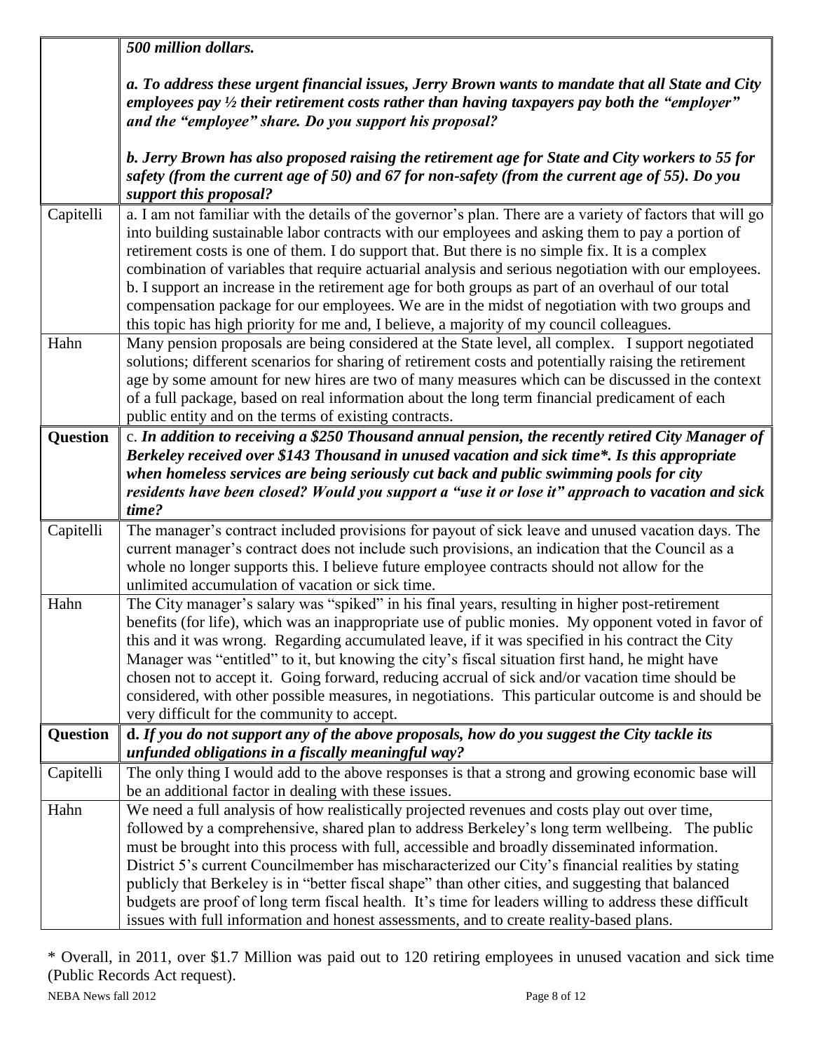|  |  |
|---|---|
|  | ***500 million dollars.***<br><br>***a. To address these urgent financial issues, Jerry Brown wants to mandate that all State and City employees pay ½ their retirement costs rather than having taxpayers pay both the "employer" and the "employee" share. Do you support his proposal?***<br><br>***b. Jerry Brown has also proposed raising the retirement age for State and City workers to 55 for safety (from the current age of 50) and 67 for non-safety (from the current age of 55). Do you support this proposal?*** |
| Capitelli | a. I am not familiar with the details of the governor's plan. There are a variety of factors that will go into building sustainable labor contracts with our employees and asking them to pay a portion of retirement costs is one of them. I do support that. But there is no simple fix. It is a complex combination of variables that require actuarial analysis and serious negotiation with our employees. b. I support an increase in the retirement age for both groups as part of an overhaul of our total compensation package for our employees. We are in the midst of negotiation with two groups and this topic has high priority for me and, I believe, a majority of my council colleagues. |
| Hahn | Many pension proposals are being considered at the State level, all complex. I support negotiated solutions; different scenarios for sharing of retirement costs and potentially raising the retirement age by some amount for new hires are two of many measures which can be discussed in the context of a full package, based on real information about the long term financial predicament of each public entity and on the terms of existing contracts. |
| **Question** | c. ***In addition to receiving a \$250 Thousand annual pension, the recently retired City Manager of Berkeley received over \$143 Thousand in unused vacation and sick time*. Is this appropriate when homeless services are being seriously cut back and public swimming pools for city residents have been closed? Would you support a "use it or lose it" approach to vacation and sick time?*** |
| Capitelli | The manager's contract included provisions for payout of sick leave and unused vacation days. The current manager's contract does not include such provisions, an indication that the Council as a whole no longer supports this. I believe future employee contracts should not allow for the unlimited accumulation of vacation or sick time. |
| Hahn | The City manager's salary was "spiked" in his final years, resulting in higher post-retirement benefits (for life), which was an inappropriate use of public monies. My opponent voted in favor of this and it was wrong. Regarding accumulated leave, if it was specified in his contract the City Manager was "entitled" to it, but knowing the city's fiscal situation first hand, he might have chosen not to accept it. Going forward, reducing accrual of sick and/or vacation time should be considered, with other possible measures, in negotiations. This particular outcome is and should be very difficult for the community to accept. |
| **Question** | **d. *If you do not support any of the above proposals, how do you suggest the City tackle its unfunded obligations in a fiscally meaningful way?*** |
| Capitelli | The only thing I would add to the above responses is that a strong and growing economic base will be an additional factor in dealing with these issues. |
| Hahn | We need a full analysis of how realistically projected revenues and costs play out over time, followed by a comprehensive, shared plan to address Berkeley's long term wellbeing. The public must be brought into this process with full, accessible and broadly disseminated information. District 5's current Councilmember has mischaracterized our City's financial realities by stating publicly that Berkeley is in "better fiscal shape" than other cities, and suggesting that balanced budgets are proof of long term fiscal health. It's time for leaders willing to address these difficult issues with full information and honest assessments, and to create reality-based plans. |

* Overall, in 2011, over \$1.7 Million was paid out to 120 retiring employees in unused vacation and sick time (Public Records Act request).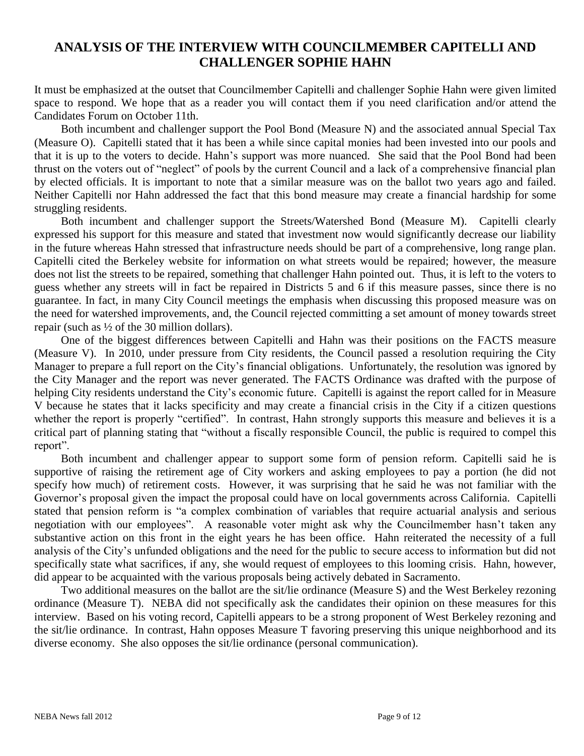# ANALYSIS OF THE INTERVIEW WITH COUNCILMEMBER CAPITELLI AND CHALLENGER SOPHIE HAHN

It must be emphasized at the outset that Councilmember Capitelli and challenger Sophie Hahn were given limited space to respond. We hope that as a reader you will contact them if you need clarification and/or attend the Candidates Forum on October 11th.

Both incumbent and challenger support the Pool Bond (Measure N) and the associated annual Special Tax (Measure O). Capitelli stated that it has been a while since capital monies had been invested into our pools and that it is up to the voters to decide. Hahn's support was more nuanced. She said that the Pool Bond had been thrust on the voters out of "neglect" of pools by the current Council and a lack of a comprehensive financial plan by elected officials. It is important to note that a similar measure was on the ballot two years ago and failed. Neither Capitelli nor Hahn addressed the fact that this bond measure may create a financial hardship for some struggling residents.

Both incumbent and challenger support the Streets/Watershed Bond (Measure M). Capitelli clearly expressed his support for this measure and stated that investment now would significantly decrease our liability in the future whereas Hahn stressed that infrastructure needs should be part of a comprehensive, long range plan. Capitelli cited the Berkeley website for information on what streets would be repaired; however, the measure does not list the streets to be repaired, something that challenger Hahn pointed out. Thus, it is left to the voters to guess whether any streets will in fact be repaired in Districts 5 and 6 if this measure passes, since there is no guarantee. In fact, in many City Council meetings the emphasis when discussing this proposed measure was on the need for watershed improvements, and, the Council rejected committing a set amount of money towards street repair (such as ½ of the 30 million dollars).

One of the biggest differences between Capitelli and Hahn was their positions on the FACTS measure (Measure V). In 2010, under pressure from City residents, the Council passed a resolution requiring the City Manager to prepare a full report on the City's financial obligations. Unfortunately, the resolution was ignored by the City Manager and the report was never generated. The FACTS Ordinance was drafted with the purpose of helping City residents understand the City's economic future. Capitelli is against the report called for in Measure V because he states that it lacks specificity and may create a financial crisis in the City if a citizen questions whether the report is properly "certified". In contrast, Hahn strongly supports this measure and believes it is a critical part of planning stating that "without a fiscally responsible Council, the public is required to compel this report".

Both incumbent and challenger appear to support some form of pension reform. Capitelli said he is supportive of raising the retirement age of City workers and asking employees to pay a portion (he did not specify how much) of retirement costs. However, it was surprising that he said he was not familiar with the Governor's proposal given the impact the proposal could have on local governments across California. Capitelli stated that pension reform is "a complex combination of variables that require actuarial analysis and serious negotiation with our employees". A reasonable voter might ask why the Councilmember hasn't taken any substantive action on this front in the eight years he has been office. Hahn reiterated the necessity of a full analysis of the City's unfunded obligations and the need for the public to secure access to information but did not specifically state what sacrifices, if any, she would request of employees to this looming crisis. Hahn, however, did appear to be acquainted with the various proposals being actively debated in Sacramento.

Two additional measures on the ballot are the sit/lie ordinance (Measure S) and the West Berkeley rezoning ordinance (Measure T). NEBA did not specifically ask the candidates their opinion on these measures for this interview. Based on his voting record, Capitelli appears to be a strong proponent of West Berkeley rezoning and the sit/lie ordinance. In contrast, Hahn opposes Measure T favoring preserving this unique neighborhood and its diverse economy. She also opposes the sit/lie ordinance (personal communication).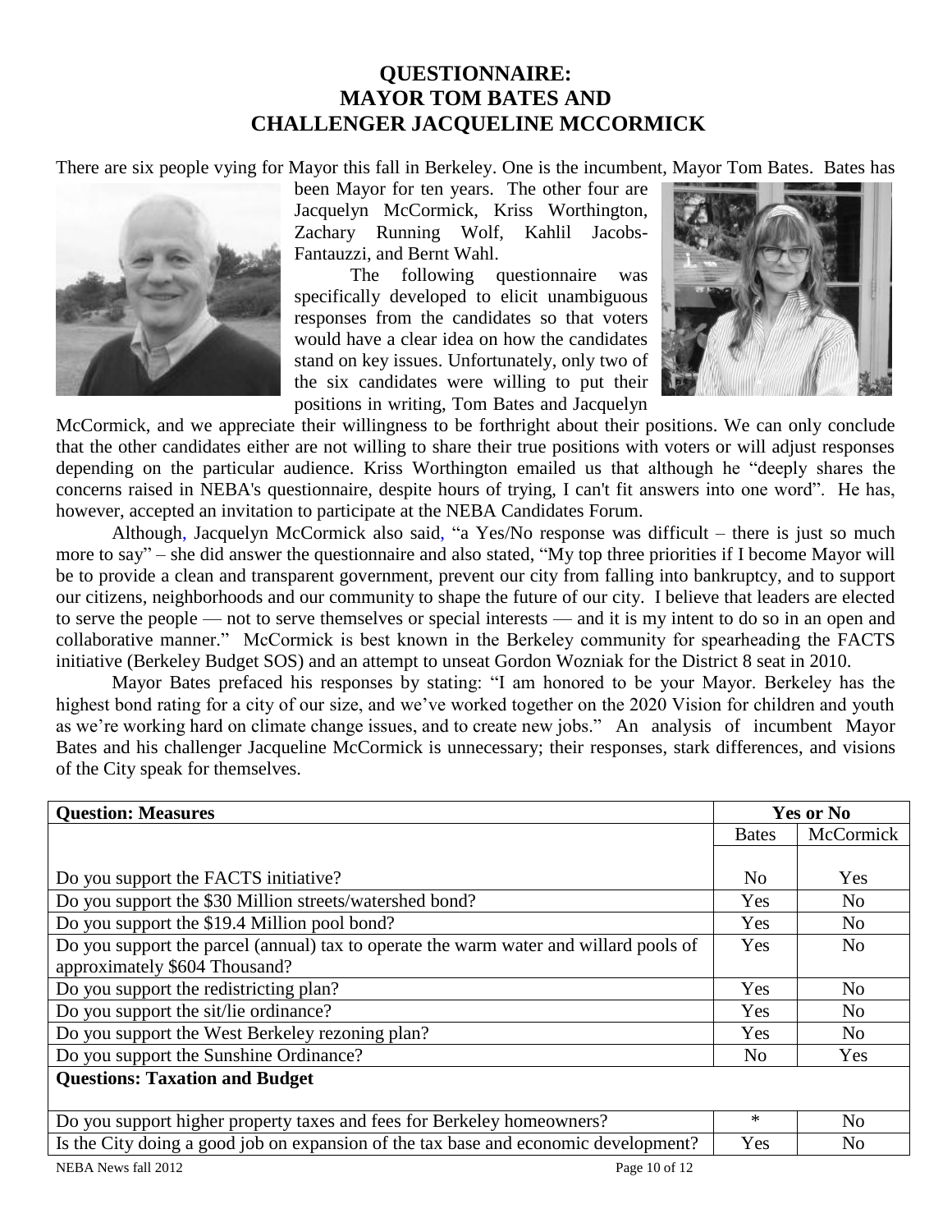# QUESTIONNAIRE: MAYOR TOM BATES AND CHALLENGER JACQUELINE MCCORMICK

There are six people vying for Mayor this fall in Berkeley. One is the incumbent, Mayor Tom Bates. Bates has been Mayor for ten years. The other four are Jacquelyn McCormick, Kriss Worthington, Zachary Running Wolf, Kahlil Jacobs-Fantauzzi, and Bernt Wahl.

The following questionnaire was specifically developed to elicit unambiguous responses from the candidates so that voters would have a clear idea on how the candidates stand on key issues. Unfortunately, only two of the six candidates were willing to put their positions in writing, Tom Bates and Jacquelyn McCormick, and we appreciate their willingness to be forthright about their positions. We can only conclude that the other candidates either are not willing to share their true positions with voters or will adjust responses depending on the particular audience. Kriss Worthington emailed us that although he "deeply shares the concerns raised in NEBA's questionnaire, despite hours of trying, I can't fit answers into one word". He has, however, accepted an invitation to participate at the NEBA Candidates Forum.

Although, Jacquelyn McCormick also said, "a Yes/No response was difficult – there is just so much more to say" – she did answer the questionnaire and also stated, "My top three priorities if I become Mayor will be to provide a clean and transparent government, prevent our city from falling into bankruptcy, and to support our citizens, neighborhoods and our community to shape the future of our city. I believe that leaders are elected to serve the people — not to serve themselves or special interests — and it is my intent to do so in an open and collaborative manner." McCormick is best known in the Berkeley community for spearheading the FACTS initiative (Berkeley Budget SOS) and an attempt to unseat Gordon Wozniak for the District 8 seat in 2010.

Mayor Bates prefaced his responses by stating: "I am honored to be your Mayor. Berkeley has the highest bond rating for a city of our size, and we've worked together on the 2020 Vision for children and youth as we're working hard on climate change issues, and to create new jobs." An analysis of incumbent Mayor Bates and his challenger Jacqueline McCormick is unnecessary; their responses, stark differences, and visions of the City speak for themselves.

| **Question: Measures** | **Yes or No** | |
|---|---|---|
| | Bates | McCormick |
| Do you support the FACTS initiative? | No | Yes |
| Do you support the $30 Million streets/watershed bond? | Yes | No |
| Do you support the $19.4 Million pool bond? | Yes | No |
| Do you support the parcel (annual) tax to operate the warm water and willard pools of approximately $604 Thousand? | Yes | No |
| Do you support the redistricting plan? | Yes | No |
| Do you support the sit/lie ordinance? | Yes | No |
| Do you support the West Berkeley rezoning plan? | Yes | No |
| Do you support the Sunshine Ordinance? | No | Yes |
| **Questions: Taxation and Budget** | | |
| Do you support higher property taxes and fees for Berkeley homeowners? | * | No |
| Is the City doing a good job on expansion of the tax base and economic development? | Yes | No |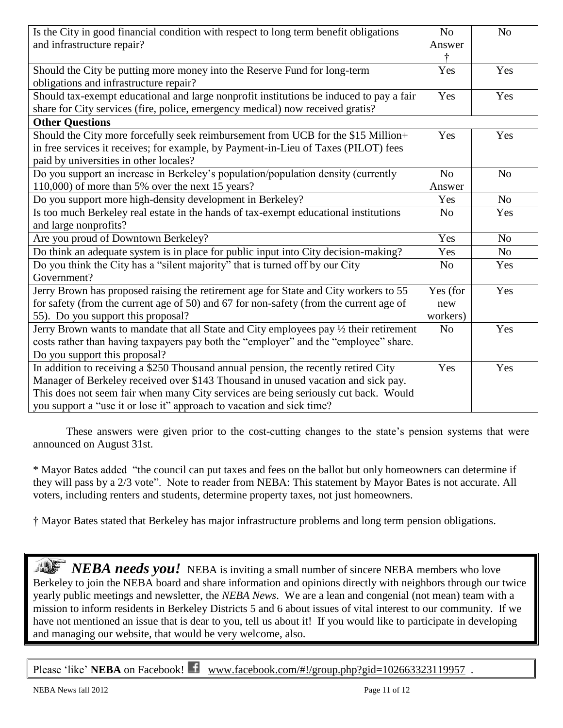| | | |
|---|---|---|
| Is the City in good financial condition with respect to long term benefit obligations and infrastructure repair? | No Answer † | No |
| Should the City be putting more money into the Reserve Fund for long-term obligations and infrastructure repair? | Yes | Yes |
| Should tax-exempt educational and large nonprofit institutions be induced to pay a fair share for City services (fire, police, emergency medical) now received gratis? | Yes | Yes |
| **Other Questions** | | |
| Should the City more forcefully seek reimbursement from UCB for the $15 Million+ in free services it receives; for example, by Payment-in-Lieu of Taxes (PILOT) fees paid by universities in other locales? | Yes | Yes |
| Do you support an increase in Berkeley's population/population density (currently 110,000) of more than 5% over the next 15 years? | No Answer | No |
| Do you support more high-density development in Berkeley? | Yes | No |
| Is too much Berkeley real estate in the hands of tax-exempt educational institutions and large nonprofits? | No | Yes |
| Are you proud of Downtown Berkeley? | Yes | No |
| Do think an adequate system is in place for public input into City decision-making? | Yes | No |
| Do you think the City has a "silent majority" that is turned off by our City Government? | No | Yes |
| Jerry Brown has proposed raising the retirement age for State and City workers to 55 for safety (from the current age of 50) and 67 for non-safety (from the current age of 55). Do you support this proposal? | Yes (for new workers) | Yes |
| Jerry Brown wants to mandate that all State and City employees pay ½ their retirement costs rather than having taxpayers pay both the "employer" and the "employee" share. Do you support this proposal? | No | Yes |
| In addition to receiving a $250 Thousand annual pension, the recently retired City Manager of Berkeley received over $143 Thousand in unused vacation and sick pay. This does not seem fair when many City services are being seriously cut back. Would you support a "use it or lose it" approach to vacation and sick time? | Yes | Yes |

These answers were given prior to the cost-cutting changes to the state's pension systems that were announced on August 31st.

\* Mayor Bates added "the council can put taxes and fees on the ballot but only homeowners can determine if they will pass by a 2/3 vote". Note to reader from NEBA: This statement by Mayor Bates is not accurate. All voters, including renters and students, determine property taxes, not just homeowners.

† Mayor Bates stated that Berkeley has major infrastructure problems and long term pension obligations.

***NEBA needs you!*** NEBA is inviting a small number of sincere NEBA members who love Berkeley to join the NEBA board and share information and opinions directly with neighbors through our twice yearly public meetings and newsletter, the *NEBA News*. We are a lean and congenial (not mean) team with a mission to inform residents in Berkeley Districts 5 and 6 about issues of vital interest to our community. If we have not mentioned an issue that is dear to you, tell us about it! If you would like to participate in developing and managing our website, that would be very welcome, also.

Please 'like' **NEBA** on Facebook! www.facebook.com/#!/group.php?gid=102663323119957 .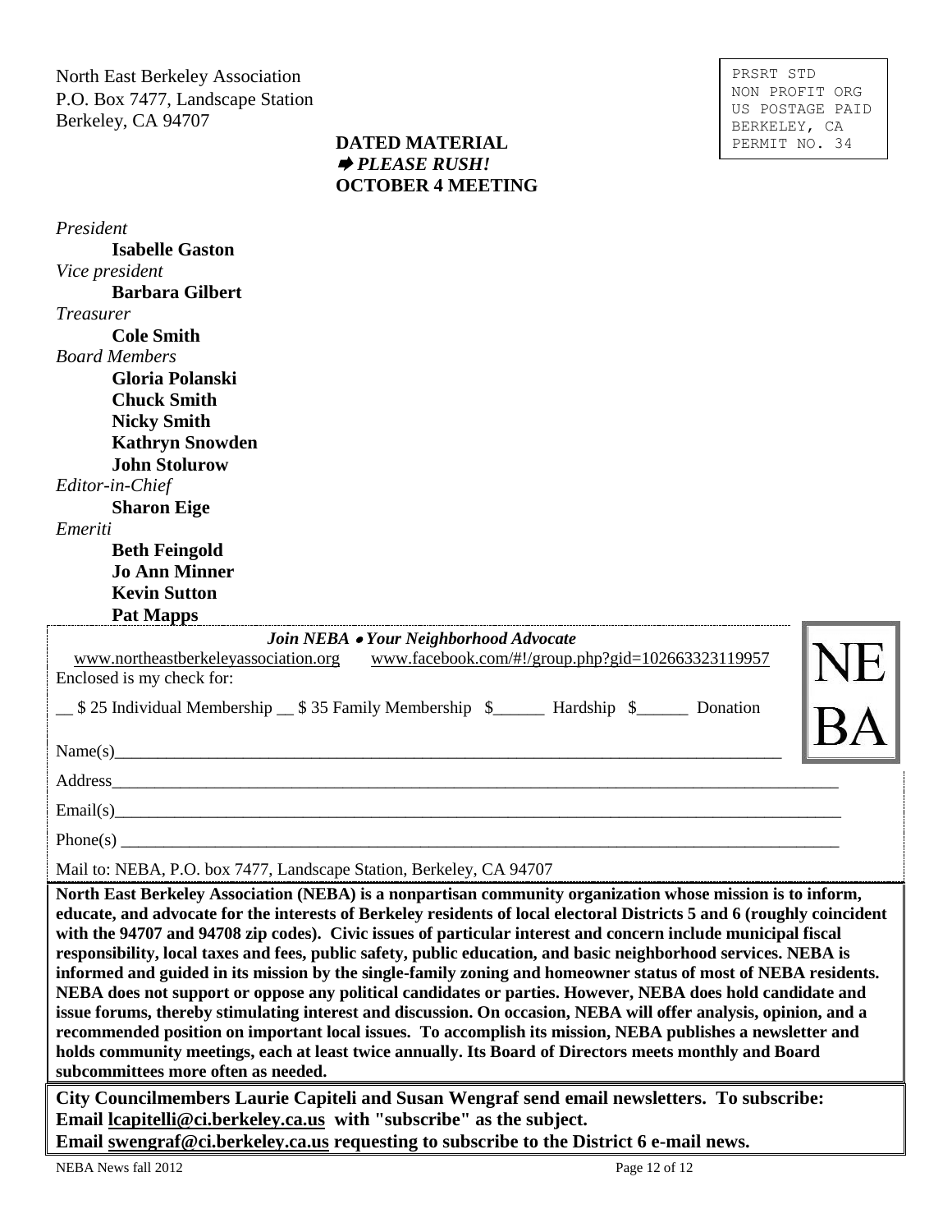North East Berkeley Association
P.O. Box 7477, Landscape Station
Berkeley, CA 94707

PRSRT STD
NON PROFIT ORG
US POSTAGE PAID
BERKELEY, CA
PERMIT NO. 34

**DATED MATERIAL**
**➡ *PLEASE RUSH!***
**OCTOBER 4 MEETING**

*President*
**Isabelle Gaston**
*Vice president*
**Barbara Gilbert**
*Treasurer*
**Cole Smith**
*Board Members*
**Gloria Polanski**
**Chuck Smith**
**Nicky Smith**
**Kathryn Snowden**
**John Stolurow**
*Editor-in-Chief*
**Sharon Eige**
*Emeriti*
**Beth Feingold**
**Jo Ann Minner**
**Kevin Sutton**
**Pat Mapps**

***Join NEBA • Your Neighborhood Advocate***

www.northeastberkeleyassociation.org www.facebook.com/#!/group.php?gid=102663323119957

NE BA

Enclosed is my check for:

__ $ 25 Individual Membership __ $ 35 Family Membership $______ Hardship $______ Donation

Name(s)________________________________________________________________

Address________________________________________________________________

Email(s)________________________________________________________________

Phone(s) ________________________________________________________________

Mail to: NEBA, P.O. box 7477, Landscape Station, Berkeley, CA 94707

**North East Berkeley Association (NEBA) is a nonpartisan community organization whose mission is to inform, educate, and advocate for the interests of Berkeley residents of local electoral Districts 5 and 6 (roughly coincident with the 94707 and 94708 zip codes). Civic issues of particular interest and concern include municipal fiscal responsibility, local taxes and fees, public safety, public education, and basic neighborhood services. NEBA is informed and guided in its mission by the single-family zoning and homeowner status of most of NEBA residents. NEBA does not support or oppose any political candidates or parties. However, NEBA does hold candidate and issue forums, thereby stimulating interest and discussion. On occasion, NEBA will offer analysis, opinion, and a recommended position on important local issues. To accomplish its mission, NEBA publishes a newsletter and holds community meetings, each at least twice annually. Its Board of Directors meets monthly and Board subcommittees more often as needed.**

**City Councilmembers Laurie Capiteli and Susan Wengraf send email newsletters. To subscribe:**
**Email lcapitelli@ci.berkeley.ca.us with "subscribe" as the subject.**
**Email swengraf@ci.berkeley.ca.us requesting to subscribe to the District 6 e-mail news.**

NEBA News fall 2012